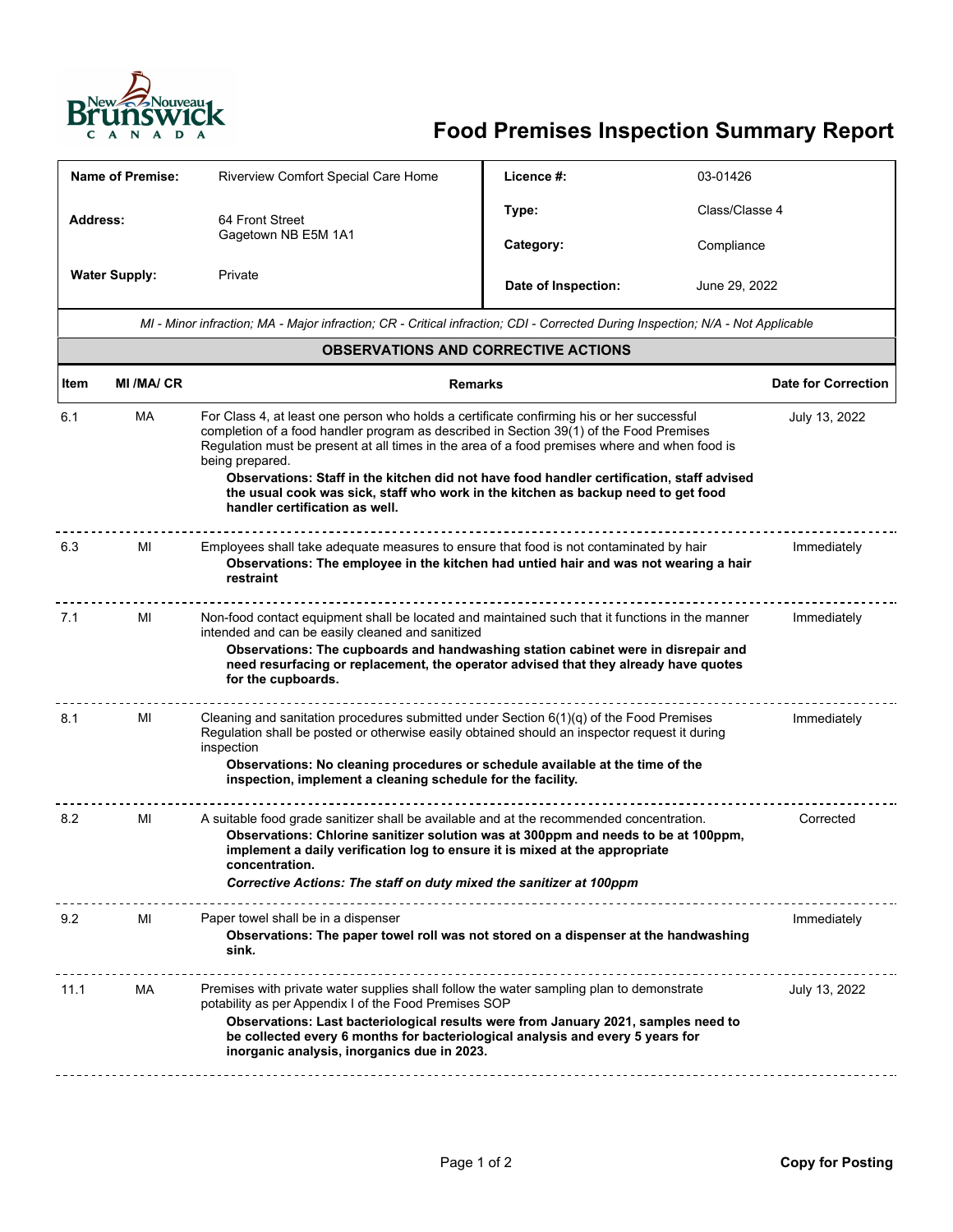# Food Premises Inspection Summary Report

| | | | |
|---|---|---|---|
| **Name of Premise:** | Riverview Comfort Special Care Home | **Licence #:** | 03-01426 |
| **Address:** | 64 Front Street<br>Gagetown NB E5M 1A1 | **Type:** | Class/Classe 4 |
| | | **Category:** | Compliance |
| **Water Supply:** | Private | **Date of Inspection:** | June 29, 2022 |

*MI - Minor infraction; MA - Major infraction; CR - Critical infraction; CDI - Corrected During Inspection; N/A - Not Applicable*

## OBSERVATIONS AND CORRECTIVE ACTIONS

| Item | MI /MA/ CR | Remarks | Date for Correction |
|---|---|---|---|
| 6.1 | MA | For Class 4, at least one person who holds a certificate confirming his or her successful completion of a food handler program as described in Section 39(1) of the Food Premises Regulation must be present at all times in the area of a food premises where and when food is being prepared.<br>**Observations: Staff in the kitchen did not have food handler certification, staff advised the usual cook was sick, staff who work in the kitchen as backup need to get food handler certification as well.** | July 13, 2022 |
| 6.3 | MI | Employees shall take adequate measures to ensure that food is not contaminated by hair<br>**Observations: The employee in the kitchen had untied hair and was not wearing a hair restraint** | Immediately |
| 7.1 | MI | Non-food contact equipment shall be located and maintained such that it functions in the manner intended and can be easily cleaned and sanitized<br>**Observations: The cupboards and handwashing station cabinet were in disrepair and need resurfacing or replacement, the operator advised that they already have quotes for the cupboards.** | Immediately |
| 8.1 | MI | Cleaning and sanitation procedures submitted under Section 6(1)(q) of the Food Premises Regulation shall be posted or otherwise easily obtained should an inspector request it during inspection<br>**Observations: No cleaning procedures or schedule available at the time of the inspection, implement a cleaning schedule for the facility.** | Immediately |
| 8.2 | MI | A suitable food grade sanitizer shall be available and at the recommended concentration.<br>**Observations: Chlorine sanitizer solution was at 300ppm and needs to be at 100ppm, implement a daily verification log to ensure it is mixed at the appropriate concentration.**<br>***Corrective Actions: The staff on duty mixed the sanitizer at 100ppm*** | Corrected |
| 9.2 | MI | Paper towel shall be in a dispenser<br>**Observations: The paper towel roll was not stored on a dispenser at the handwashing sink.** | Immediately |
| 11.1 | MA | Premises with private water supplies shall follow the water sampling plan to demonstrate potability as per Appendix I of the Food Premises SOP<br>**Observations: Last bacteriological results were from January 2021, samples need to be collected every 6 months for bacteriological analysis and every 5 years for inorganic analysis, inorganics due in 2023.** | July 13, 2022 |

**Copy for Posting**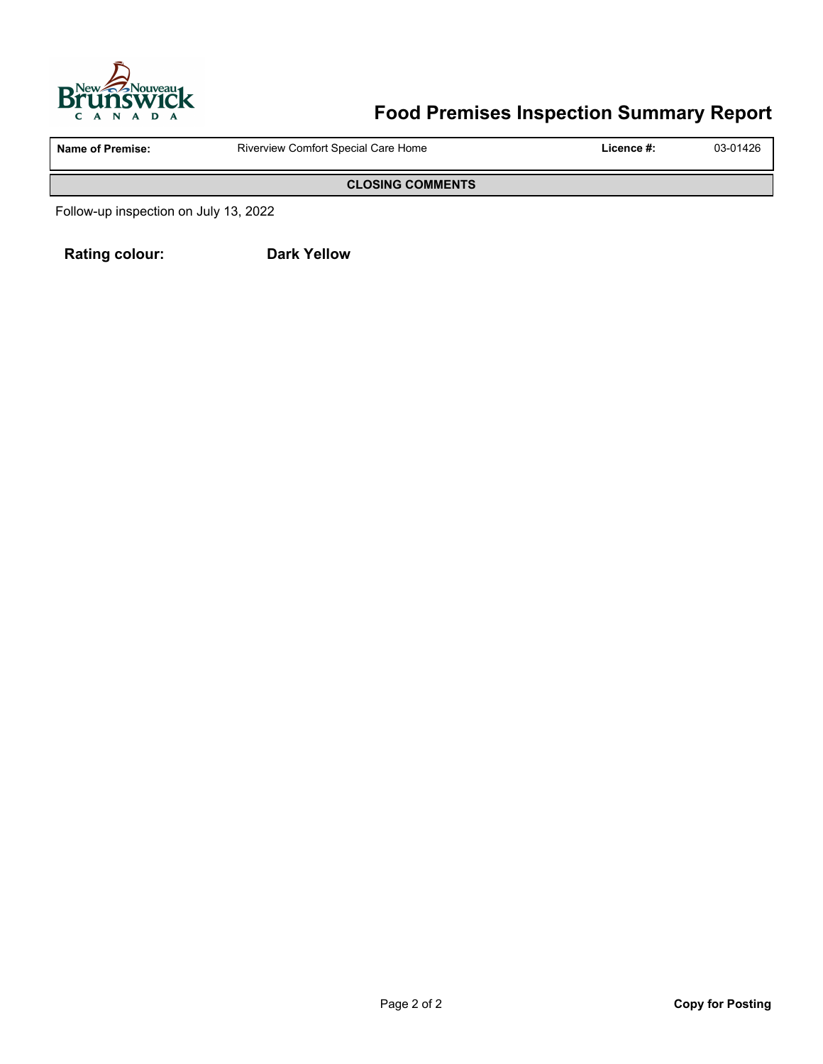# Food Premises Inspection Summary Report

| | | | |
|---|---|---|---|
| **Name of Premise:** | Riverview Comfort Special Care Home | **Licence #:** | 03-01426 |

**CLOSING COMMENTS**

Follow-up inspection on July 13, 2022

**Rating colour:** **Dark Yellow**

**Copy for Posting**